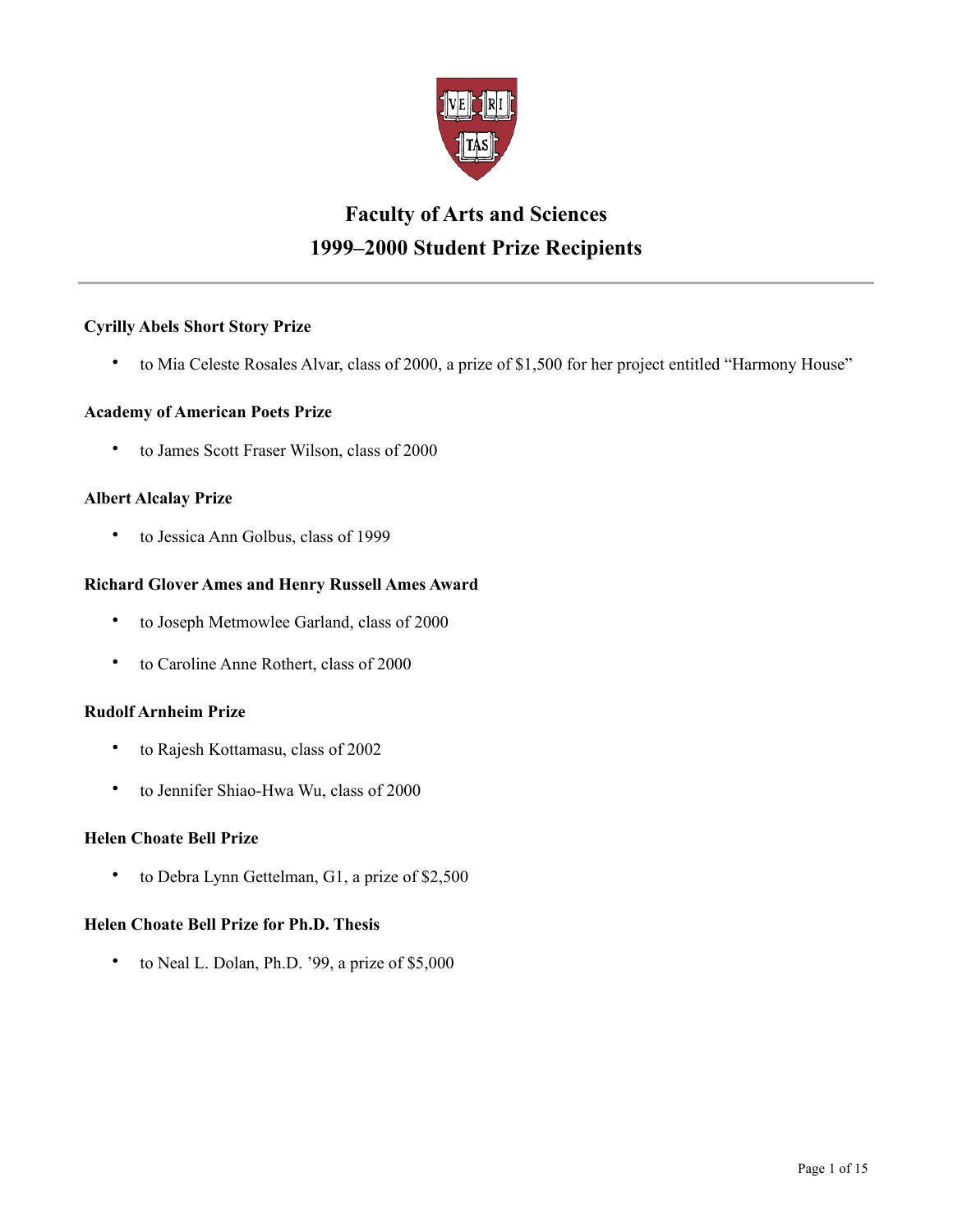# Faculty of Arts and Sciences
# 1999–2000 Student Prize Recipients

---

**Cyrilly Abels Short Story Prize**

- to Mia Celeste Rosales Alvar, class of 2000, a prize of $1,500 for her project entitled “Harmony House”

**Academy of American Poets Prize**

- to James Scott Fraser Wilson, class of 2000

**Albert Alcalay Prize**

- to Jessica Ann Golbus, class of 1999

**Richard Glover Ames and Henry Russell Ames Award**

- to Joseph Metmowlee Garland, class of 2000
- to Caroline Anne Rothert, class of 2000

**Rudolf Arnheim Prize**

- to Rajesh Kottamasu, class of 2002
- to Jennifer Shiao-Hwa Wu, class of 2000

**Helen Choate Bell Prize**

- to Debra Lynn Gettelman, G1, a prize of $2,500

**Helen Choate Bell Prize for Ph.D. Thesis**

- to Neal L. Dolan, Ph.D. ’99, a prize of $5,000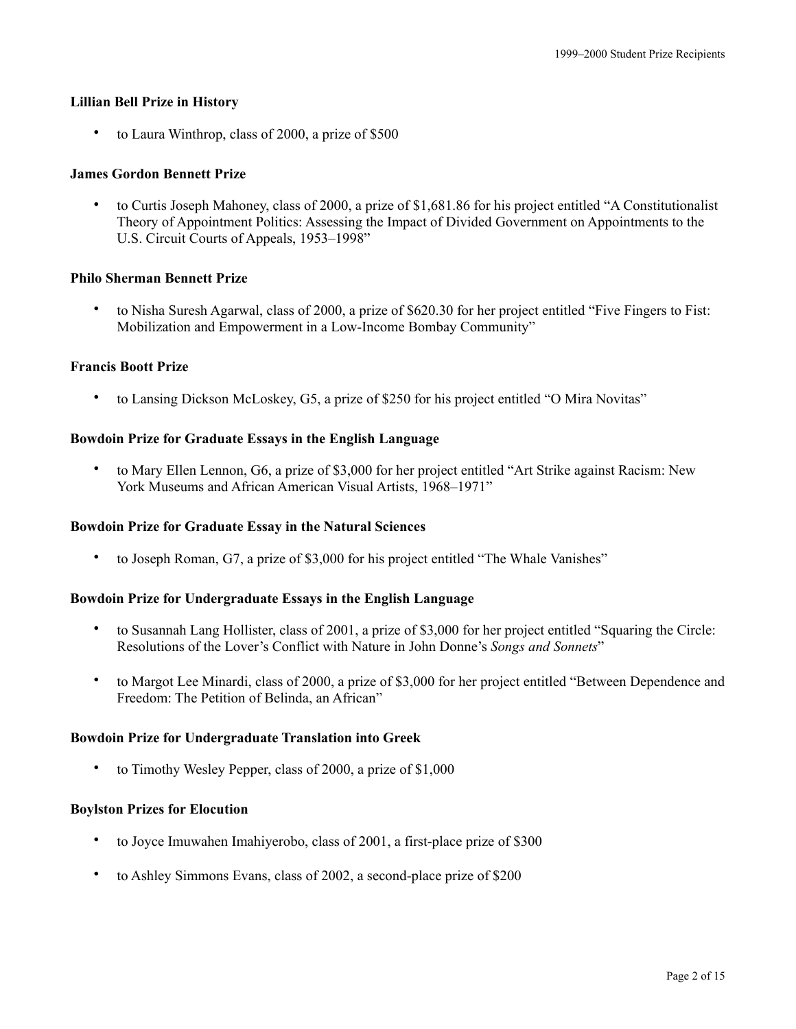**Lillian Bell Prize in History**

- to Laura Winthrop, class of 2000, a prize of $500

**James Gordon Bennett Prize**

- to Curtis Joseph Mahoney, class of 2000, a prize of $1,681.86 for his project entitled "A Constitutionalist Theory of Appointment Politics: Assessing the Impact of Divided Government on Appointments to the U.S. Circuit Courts of Appeals, 1953–1998"

**Philo Sherman Bennett Prize**

- to Nisha Suresh Agarwal, class of 2000, a prize of $620.30 for her project entitled "Five Fingers to Fist: Mobilization and Empowerment in a Low-Income Bombay Community"

**Francis Boott Prize**

- to Lansing Dickson McLoskey, G5, a prize of $250 for his project entitled "O Mira Novitas"

**Bowdoin Prize for Graduate Essays in the English Language**

- to Mary Ellen Lennon, G6, a prize of $3,000 for her project entitled "Art Strike against Racism: New York Museums and African American Visual Artists, 1968–1971"

**Bowdoin Prize for Graduate Essay in the Natural Sciences**

- to Joseph Roman, G7, a prize of $3,000 for his project entitled "The Whale Vanishes"

**Bowdoin Prize for Undergraduate Essays in the English Language**

- to Susannah Lang Hollister, class of 2001, a prize of $3,000 for her project entitled "Squaring the Circle: Resolutions of the Lover's Conflict with Nature in John Donne's *Songs and Sonnets*"

- to Margot Lee Minardi, class of 2000, a prize of $3,000 for her project entitled "Between Dependence and Freedom: The Petition of Belinda, an African"

**Bowdoin Prize for Undergraduate Translation into Greek**

- to Timothy Wesley Pepper, class of 2000, a prize of $1,000

**Boylston Prizes for Elocution**

- to Joyce Imuwahen Imahiyerobo, class of 2001, a first-place prize of $300

- to Ashley Simmons Evans, class of 2002, a second-place prize of $200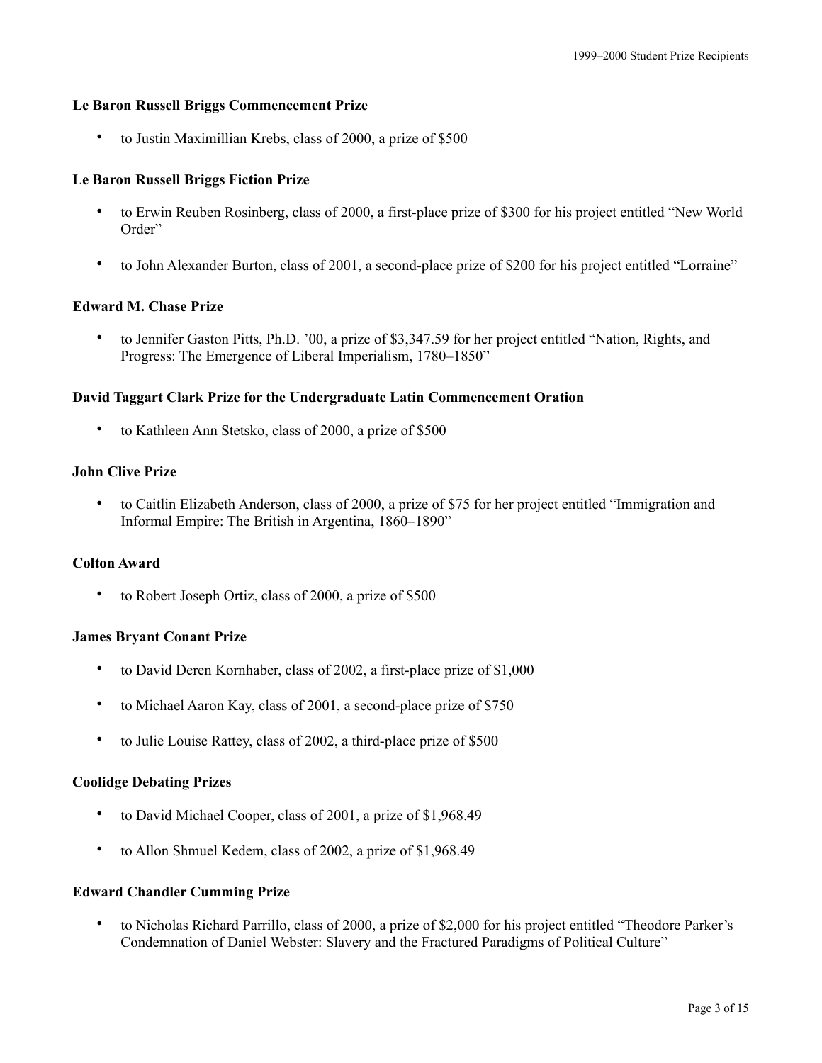### Le Baron Russell Briggs Commencement Prize

- to Justin Maximillian Krebs, class of 2000, a prize of $500

### Le Baron Russell Briggs Fiction Prize

- to Erwin Reuben Rosinberg, class of 2000, a first-place prize of $300 for his project entitled "New World Order"
- to John Alexander Burton, class of 2001, a second-place prize of $200 for his project entitled "Lorraine"

### Edward M. Chase Prize

- to Jennifer Gaston Pitts, Ph.D. '00, a prize of $3,347.59 for her project entitled "Nation, Rights, and Progress: The Emergence of Liberal Imperialism, 1780–1850"

### David Taggart Clark Prize for the Undergraduate Latin Commencement Oration

- to Kathleen Ann Stetsko, class of 2000, a prize of $500

### John Clive Prize

- to Caitlin Elizabeth Anderson, class of 2000, a prize of $75 for her project entitled "Immigration and Informal Empire: The British in Argentina, 1860–1890"

### Colton Award

- to Robert Joseph Ortiz, class of 2000, a prize of $500

### James Bryant Conant Prize

- to David Deren Kornhaber, class of 2002, a first-place prize of $1,000
- to Michael Aaron Kay, class of 2001, a second-place prize of $750
- to Julie Louise Rattey, class of 2002, a third-place prize of $500

### Coolidge Debating Prizes

- to David Michael Cooper, class of 2001, a prize of $1,968.49
- to Allon Shmuel Kedem, class of 2002, a prize of $1,968.49

### Edward Chandler Cumming Prize

- to Nicholas Richard Parrillo, class of 2000, a prize of $2,000 for his project entitled "Theodore Parker's Condemnation of Daniel Webster: Slavery and the Fractured Paradigms of Political Culture"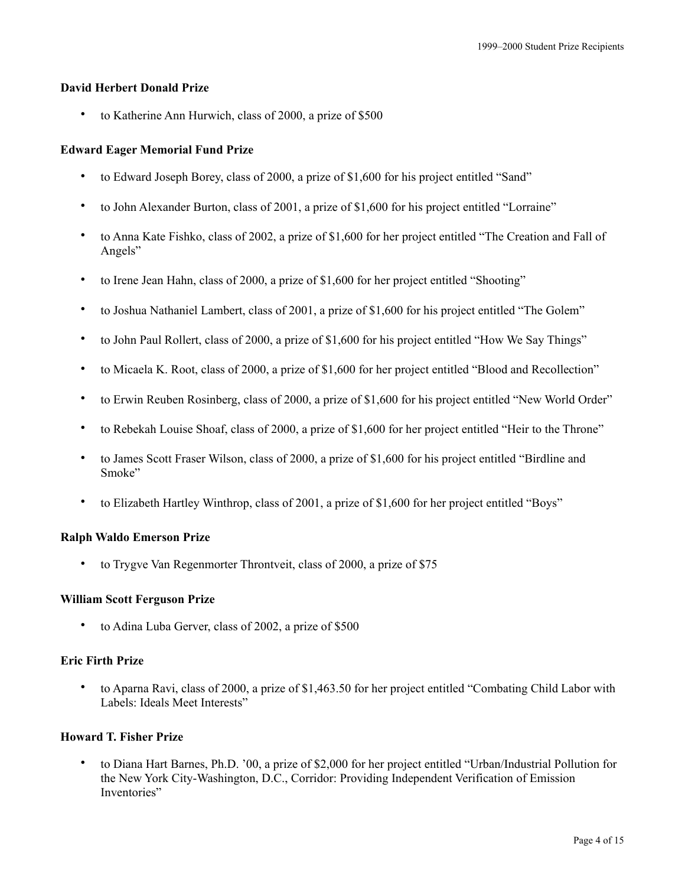### David Herbert Donald Prize

- to Katherine Ann Hurwich, class of 2000, a prize of $500

### Edward Eager Memorial Fund Prize

- to Edward Joseph Borey, class of 2000, a prize of $1,600 for his project entitled "Sand"
- to John Alexander Burton, class of 2001, a prize of $1,600 for his project entitled "Lorraine"
- to Anna Kate Fishko, class of 2002, a prize of $1,600 for her project entitled "The Creation and Fall of Angels"
- to Irene Jean Hahn, class of 2000, a prize of $1,600 for her project entitled "Shooting"
- to Joshua Nathaniel Lambert, class of 2001, a prize of $1,600 for his project entitled "The Golem"
- to John Paul Rollert, class of 2000, a prize of $1,600 for his project entitled "How We Say Things"
- to Micaela K. Root, class of 2000, a prize of $1,600 for her project entitled "Blood and Recollection"
- to Erwin Reuben Rosinberg, class of 2000, a prize of $1,600 for his project entitled "New World Order"
- to Rebekah Louise Shoaf, class of 2000, a prize of $1,600 for her project entitled "Heir to the Throne"
- to James Scott Fraser Wilson, class of 2000, a prize of $1,600 for his project entitled "Birdline and Smoke"
- to Elizabeth Hartley Winthrop, class of 2001, a prize of $1,600 for her project entitled "Boys"

### Ralph Waldo Emerson Prize

- to Trygve Van Regenmorter Throntveit, class of 2000, a prize of $75

### William Scott Ferguson Prize

- to Adina Luba Gerver, class of 2002, a prize of $500

### Eric Firth Prize

- to Aparna Ravi, class of 2000, a prize of $1,463.50 for her project entitled "Combating Child Labor with Labels: Ideals Meet Interests"

### Howard T. Fisher Prize

- to Diana Hart Barnes, Ph.D. '00, a prize of $2,000 for her project entitled "Urban/Industrial Pollution for the New York City-Washington, D.C., Corridor: Providing Independent Verification of Emission Inventories"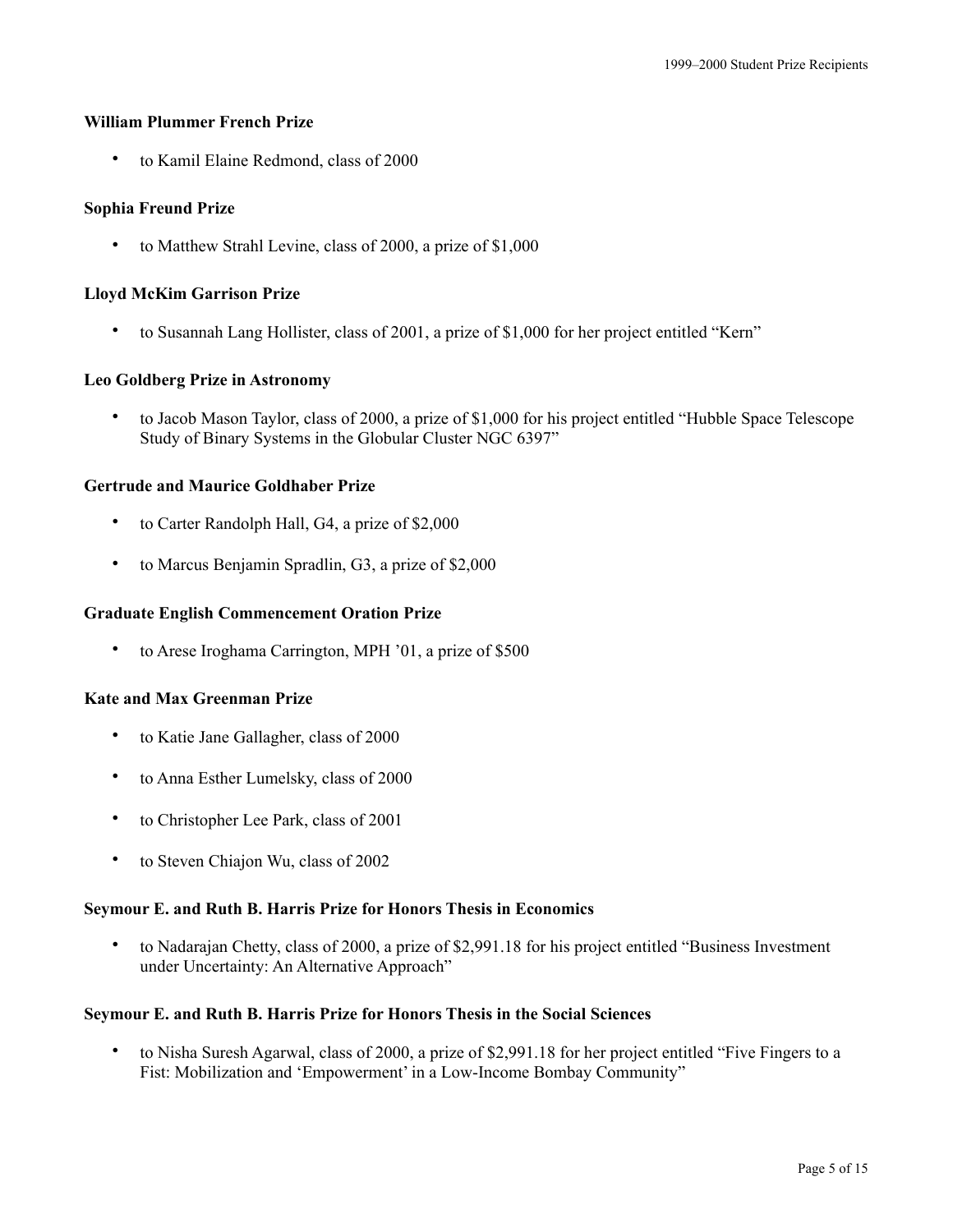**William Plummer French Prize**

- to Kamil Elaine Redmond, class of 2000

**Sophia Freund Prize**

- to Matthew Strahl Levine, class of 2000, a prize of $1,000

**Lloyd McKim Garrison Prize**

- to Susannah Lang Hollister, class of 2001, a prize of $1,000 for her project entitled "Kern"

**Leo Goldberg Prize in Astronomy**

- to Jacob Mason Taylor, class of 2000, a prize of $1,000 for his project entitled "Hubble Space Telescope Study of Binary Systems in the Globular Cluster NGC 6397"

**Gertrude and Maurice Goldhaber Prize**

- to Carter Randolph Hall, G4, a prize of $2,000
- to Marcus Benjamin Spradlin, G3, a prize of $2,000

**Graduate English Commencement Oration Prize**

- to Arese Iroghama Carrington, MPH '01, a prize of $500

**Kate and Max Greenman Prize**

- to Katie Jane Gallagher, class of 2000
- to Anna Esther Lumelsky, class of 2000
- to Christopher Lee Park, class of 2001
- to Steven Chiajon Wu, class of 2002

**Seymour E. and Ruth B. Harris Prize for Honors Thesis in Economics**

- to Nadarajan Chetty, class of 2000, a prize of $2,991.18 for his project entitled "Business Investment under Uncertainty: An Alternative Approach"

**Seymour E. and Ruth B. Harris Prize for Honors Thesis in the Social Sciences**

- to Nisha Suresh Agarwal, class of 2000, a prize of $2,991.18 for her project entitled "Five Fingers to a Fist: Mobilization and 'Empowerment' in a Low-Income Bombay Community"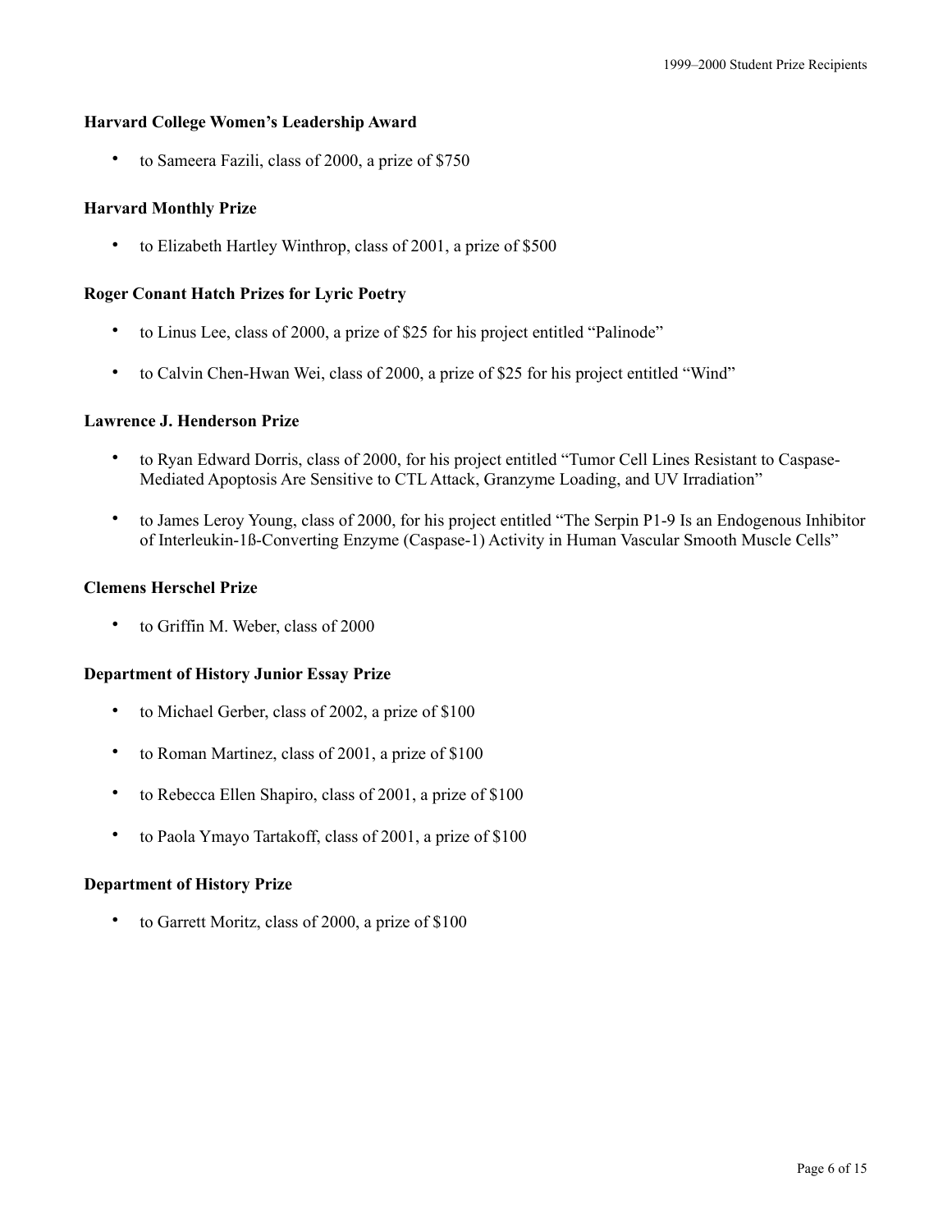### Harvard College Women's Leadership Award

- to Sameera Fazili, class of 2000, a prize of $750

### Harvard Monthly Prize

- to Elizabeth Hartley Winthrop, class of 2001, a prize of $500

### Roger Conant Hatch Prizes for Lyric Poetry

- to Linus Lee, class of 2000, a prize of $25 for his project entitled "Palinode"
- to Calvin Chen-Hwan Wei, class of 2000, a prize of $25 for his project entitled "Wind"

### Lawrence J. Henderson Prize

- to Ryan Edward Dorris, class of 2000, for his project entitled "Tumor Cell Lines Resistant to Caspase-Mediated Apoptosis Are Sensitive to CTL Attack, Granzyme Loading, and UV Irradiation"
- to James Leroy Young, class of 2000, for his project entitled "The Serpin P1-9 Is an Endogenous Inhibitor of Interleukin-1ß-Converting Enzyme (Caspase-1) Activity in Human Vascular Smooth Muscle Cells"

### Clemens Herschel Prize

- to Griffin M. Weber, class of 2000

### Department of History Junior Essay Prize

- to Michael Gerber, class of 2002, a prize of $100
- to Roman Martinez, class of 2001, a prize of $100
- to Rebecca Ellen Shapiro, class of 2001, a prize of $100
- to Paola Ymayo Tartakoff, class of 2001, a prize of $100

### Department of History Prize

- to Garrett Moritz, class of 2000, a prize of $100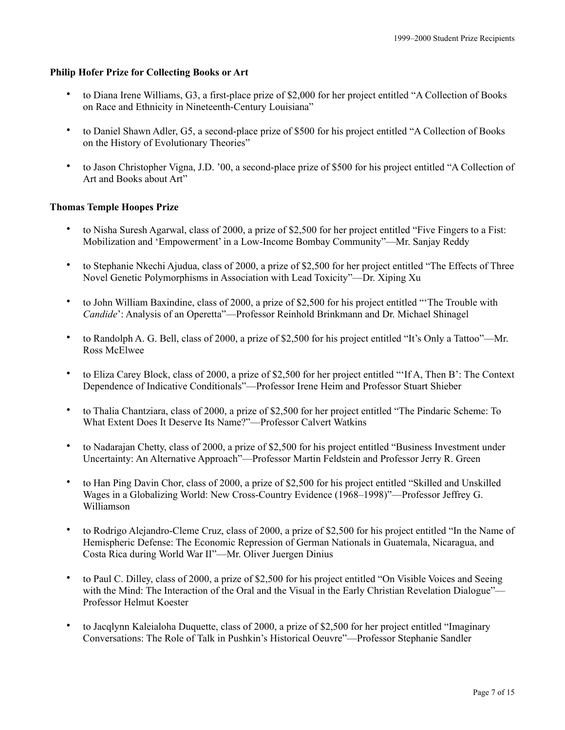### Philip Hofer Prize for Collecting Books or Art

- to Diana Irene Williams, G3, a first-place prize of $2,000 for her project entitled “A Collection of Books on Race and Ethnicity in Nineteenth-Century Louisiana”
- to Daniel Shawn Adler, G5, a second-place prize of $500 for his project entitled “A Collection of Books on the History of Evolutionary Theories”
- to Jason Christopher Vigna, J.D. ’00, a second-place prize of $500 for his project entitled “A Collection of Art and Books about Art”

### Thomas Temple Hoopes Prize

- to Nisha Suresh Agarwal, class of 2000, a prize of $2,500 for her project entitled “Five Fingers to a Fist: Mobilization and ‘Empowerment’ in a Low-Income Bombay Community”—Mr. Sanjay Reddy
- to Stephanie Nkechi Ajudua, class of 2000, a prize of $2,500 for her project entitled “The Effects of Three Novel Genetic Polymorphisms in Association with Lead Toxicity”—Dr. Xiping Xu
- to John William Baxindine, class of 2000, a prize of $2,500 for his project entitled “‘The Trouble with *Candide*’: Analysis of an Operetta”—Professor Reinhold Brinkmann and Dr. Michael Shinagel
- to Randolph A. G. Bell, class of 2000, a prize of $2,500 for his project entitled “It’s Only a Tattoo”—Mr. Ross McElwee
- to Eliza Carey Block, class of 2000, a prize of $2,500 for her project entitled “‘If A, Then B’: The Context Dependence of Indicative Conditionals”—Professor Irene Heim and Professor Stuart Shieber
- to Thalia Chantziara, class of 2000, a prize of $2,500 for her project entitled “The Pindaric Scheme: To What Extent Does It Deserve Its Name?”—Professor Calvert Watkins
- to Nadarajan Chetty, class of 2000, a prize of $2,500 for his project entitled “Business Investment under Uncertainty: An Alternative Approach”—Professor Martin Feldstein and Professor Jerry R. Green
- to Han Ping Davin Chor, class of 2000, a prize of $2,500 for his project entitled “Skilled and Unskilled Wages in a Globalizing World: New Cross-Country Evidence (1968–1998)”—Professor Jeffrey G. Williamson
- to Rodrigo Alejandro-Cleme Cruz, class of 2000, a prize of $2,500 for his project entitled “In the Name of Hemispheric Defense: The Economic Repression of German Nationals in Guatemala, Nicaragua, and Costa Rica during World War II”—Mr. Oliver Juergen Dinius
- to Paul C. Dilley, class of 2000, a prize of $2,500 for his project entitled “On Visible Voices and Seeing with the Mind: The Interaction of the Oral and the Visual in the Early Christian Revelation Dialogue”—Professor Helmut Koester
- to Jacqlynn Kaleialoha Duquette, class of 2000, a prize of $2,500 for her project entitled “Imaginary Conversations: The Role of Talk in Pushkin’s Historical Oeuvre”—Professor Stephanie Sandler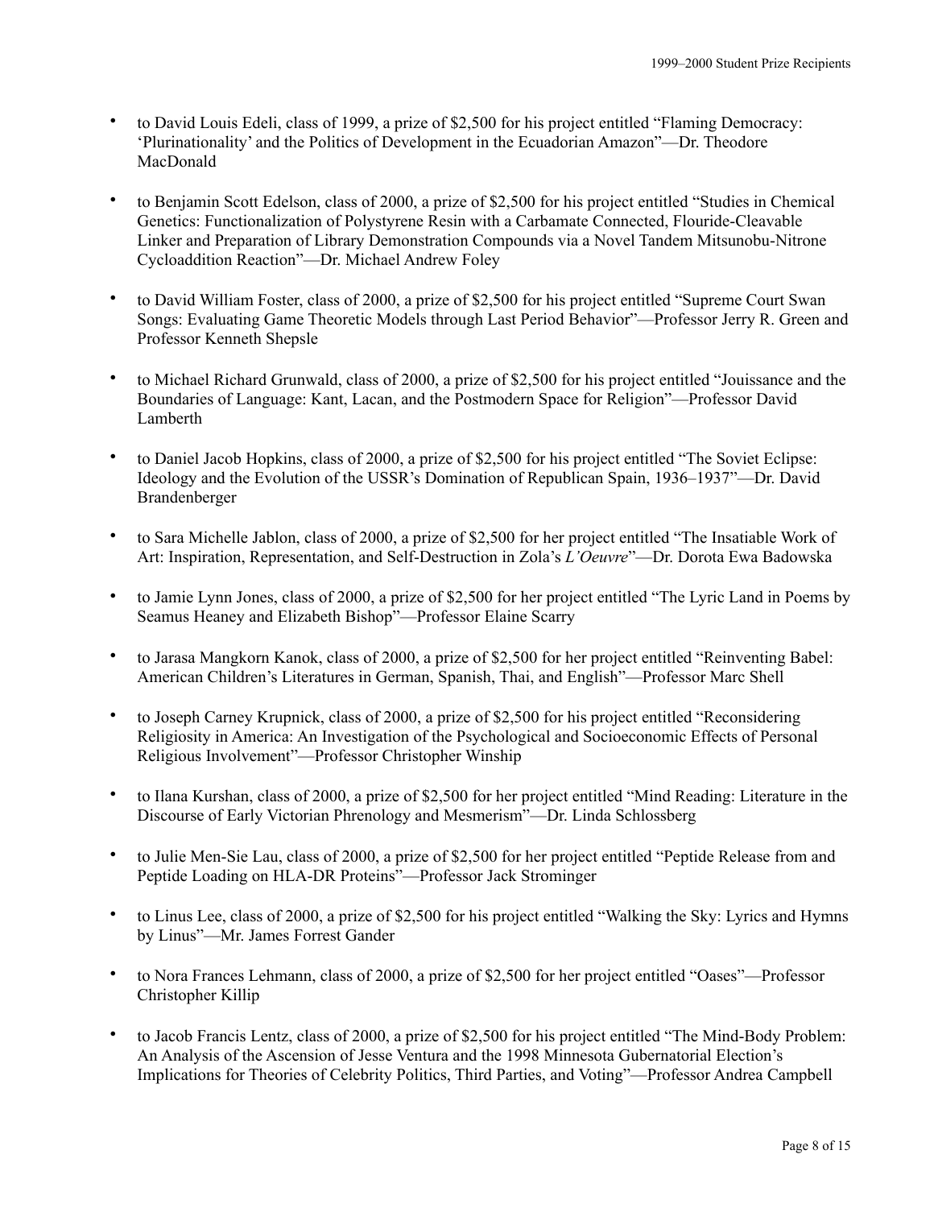- to David Louis Edeli, class of 1999, a prize of $2,500 for his project entitled “Flaming Democracy: ‘Plurinationality’ and the Politics of Development in the Ecuadorian Amazon”—Dr. Theodore MacDonald

- to Benjamin Scott Edelson, class of 2000, a prize of $2,500 for his project entitled “Studies in Chemical Genetics: Functionalization of Polystyrene Resin with a Carbamate Connected, Flouride-Cleavable Linker and Preparation of Library Demonstration Compounds via a Novel Tandem Mitsunobu-Nitrone Cycloaddition Reaction”—Dr. Michael Andrew Foley

- to David William Foster, class of 2000, a prize of $2,500 for his project entitled “Supreme Court Swan Songs: Evaluating Game Theoretic Models through Last Period Behavior”—Professor Jerry R. Green and Professor Kenneth Shepsle

- to Michael Richard Grunwald, class of 2000, a prize of $2,500 for his project entitled “Jouissance and the Boundaries of Language: Kant, Lacan, and the Postmodern Space for Religion”—Professor David Lamberth

- to Daniel Jacob Hopkins, class of 2000, a prize of $2,500 for his project entitled “The Soviet Eclipse: Ideology and the Evolution of the USSR’s Domination of Republican Spain, 1936–1937”—Dr. David Brandenberger

- to Sara Michelle Jablon, class of 2000, a prize of $2,500 for her project entitled “The Insatiable Work of Art: Inspiration, Representation, and Self-Destruction in Zola’s *L’Oeuvre*”—Dr. Dorota Ewa Badowska

- to Jamie Lynn Jones, class of 2000, a prize of $2,500 for her project entitled “The Lyric Land in Poems by Seamus Heaney and Elizabeth Bishop”—Professor Elaine Scarry

- to Jarasa Mangkorn Kanok, class of 2000, a prize of $2,500 for her project entitled “Reinventing Babel: American Children’s Literatures in German, Spanish, Thai, and English”—Professor Marc Shell

- to Joseph Carney Krupnick, class of 2000, a prize of $2,500 for his project entitled “Reconsidering Religiosity in America: An Investigation of the Psychological and Socioeconomic Effects of Personal Religious Involvement”—Professor Christopher Winship

- to Ilana Kurshan, class of 2000, a prize of $2,500 for her project entitled “Mind Reading: Literature in the Discourse of Early Victorian Phrenology and Mesmerism”—Dr. Linda Schlossberg

- to Julie Men-Sie Lau, class of 2000, a prize of $2,500 for her project entitled “Peptide Release from and Peptide Loading on HLA-DR Proteins”—Professor Jack Strominger

- to Linus Lee, class of 2000, a prize of $2,500 for his project entitled “Walking the Sky: Lyrics and Hymns by Linus”—Mr. James Forrest Gander

- to Nora Frances Lehmann, class of 2000, a prize of $2,500 for her project entitled “Oases”—Professor Christopher Killip

- to Jacob Francis Lentz, class of 2000, a prize of $2,500 for his project entitled “The Mind-Body Problem: An Analysis of the Ascension of Jesse Ventura and the 1998 Minnesota Gubernatorial Election’s Implications for Theories of Celebrity Politics, Third Parties, and Voting”—Professor Andrea Campbell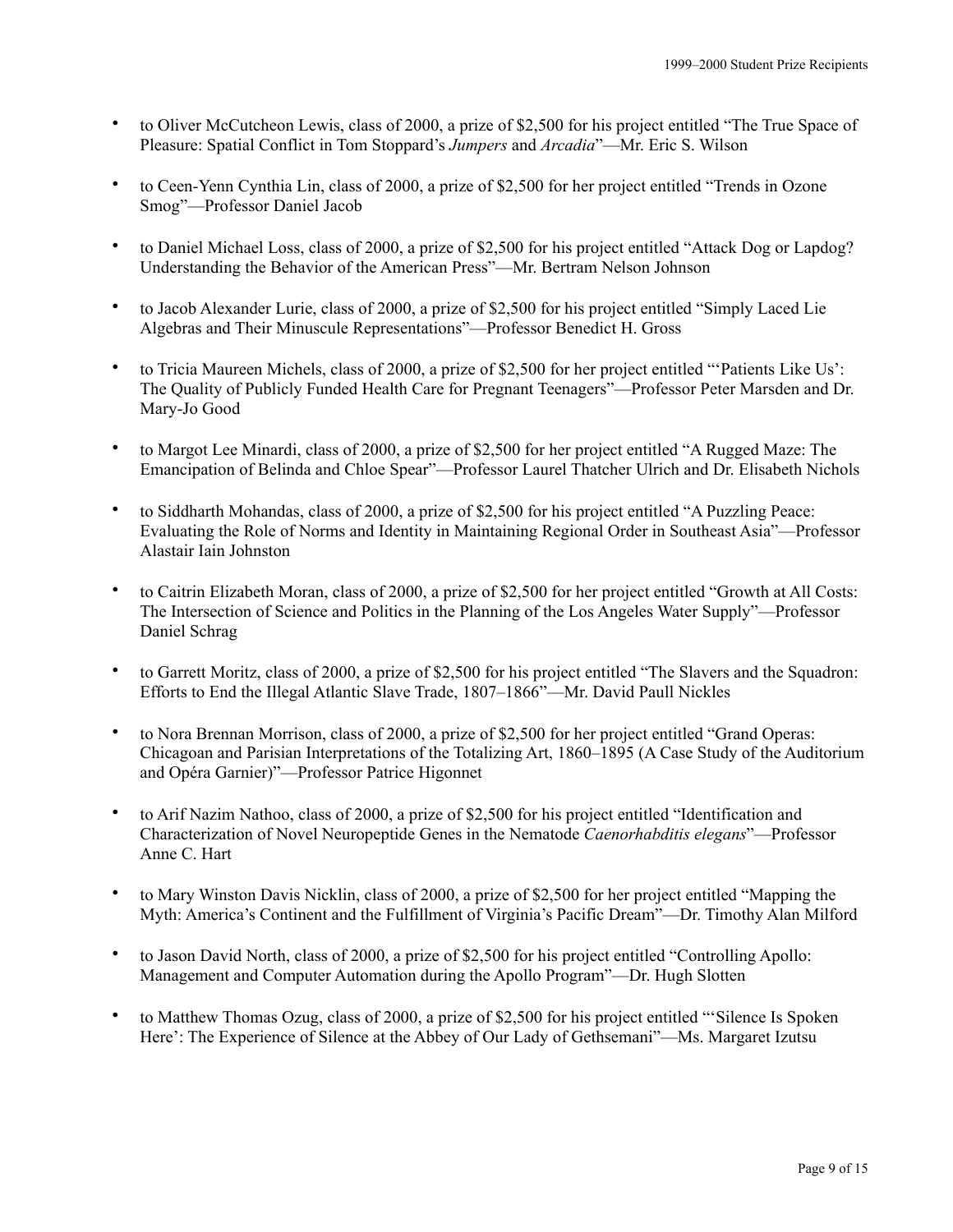- to Oliver McCutcheon Lewis, class of 2000, a prize of $2,500 for his project entitled "The True Space of Pleasure: Spatial Conflict in Tom Stoppard's *Jumpers* and *Arcadia*"—Mr. Eric S. Wilson

- to Ceen-Yenn Cynthia Lin, class of 2000, a prize of $2,500 for her project entitled "Trends in Ozone Smog"—Professor Daniel Jacob

- to Daniel Michael Loss, class of 2000, a prize of $2,500 for his project entitled "Attack Dog or Lapdog? Understanding the Behavior of the American Press"—Mr. Bertram Nelson Johnson

- to Jacob Alexander Lurie, class of 2000, a prize of $2,500 for his project entitled "Simply Laced Lie Algebras and Their Minuscule Representations"—Professor Benedict H. Gross

- to Tricia Maureen Michels, class of 2000, a prize of $2,500 for her project entitled "'Patients Like Us': The Quality of Publicly Funded Health Care for Pregnant Teenagers"—Professor Peter Marsden and Dr. Mary-Jo Good

- to Margot Lee Minardi, class of 2000, a prize of $2,500 for her project entitled "A Rugged Maze: The Emancipation of Belinda and Chloe Spear"—Professor Laurel Thatcher Ulrich and Dr. Elisabeth Nichols

- to Siddharth Mohandas, class of 2000, a prize of $2,500 for his project entitled "A Puzzling Peace: Evaluating the Role of Norms and Identity in Maintaining Regional Order in Southeast Asia"—Professor Alastair Iain Johnston

- to Caitrin Elizabeth Moran, class of 2000, a prize of $2,500 for her project entitled "Growth at All Costs: The Intersection of Science and Politics in the Planning of the Los Angeles Water Supply"—Professor Daniel Schrag

- to Garrett Moritz, class of 2000, a prize of $2,500 for his project entitled "The Slavers and the Squadron: Efforts to End the Illegal Atlantic Slave Trade, 1807–1866"—Mr. David Paull Nickles

- to Nora Brennan Morrison, class of 2000, a prize of $2,500 for her project entitled "Grand Operas: Chicagoan and Parisian Interpretations of the Totalizing Art, 1860–1895 (A Case Study of the Auditorium and Opéra Garnier)"—Professor Patrice Higonnet

- to Arif Nazim Nathoo, class of 2000, a prize of $2,500 for his project entitled "Identification and Characterization of Novel Neuropeptide Genes in the Nematode *Caenorhabditis elegans*"—Professor Anne C. Hart

- to Mary Winston Davis Nicklin, class of 2000, a prize of $2,500 for her project entitled "Mapping the Myth: America's Continent and the Fulfillment of Virginia's Pacific Dream"—Dr. Timothy Alan Milford

- to Jason David North, class of 2000, a prize of $2,500 for his project entitled "Controlling Apollo: Management and Computer Automation during the Apollo Program"—Dr. Hugh Slotten

- to Matthew Thomas Ozug, class of 2000, a prize of $2,500 for his project entitled "'Silence Is Spoken Here': The Experience of Silence at the Abbey of Our Lady of Gethsemani"—Ms. Margaret Izutsu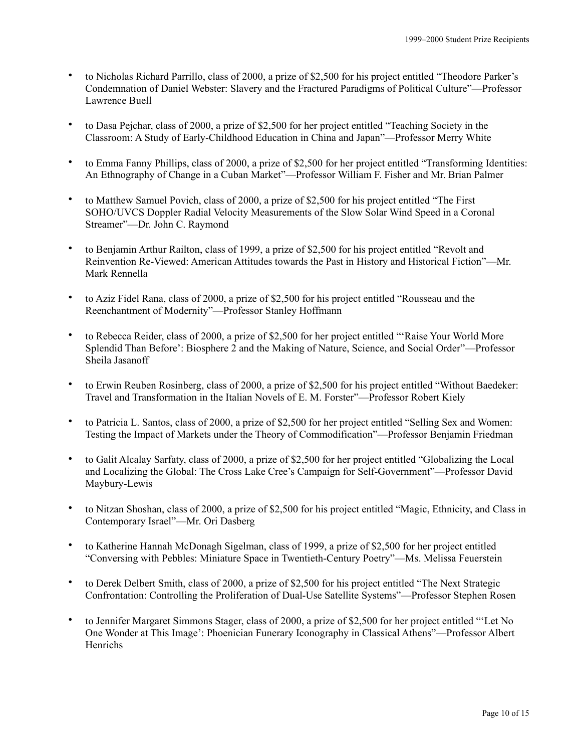- to Nicholas Richard Parrillo, class of 2000, a prize of $2,500 for his project entitled "Theodore Parker's Condemnation of Daniel Webster: Slavery and the Fractured Paradigms of Political Culture"—Professor Lawrence Buell

- to Dasa Pejchar, class of 2000, a prize of $2,500 for her project entitled "Teaching Society in the Classroom: A Study of Early-Childhood Education in China and Japan"—Professor Merry White

- to Emma Fanny Phillips, class of 2000, a prize of $2,500 for her project entitled "Transforming Identities: An Ethnography of Change in a Cuban Market"—Professor William F. Fisher and Mr. Brian Palmer

- to Matthew Samuel Povich, class of 2000, a prize of $2,500 for his project entitled "The First SOHO/UVCS Doppler Radial Velocity Measurements of the Slow Solar Wind Speed in a Coronal Streamer"—Dr. John C. Raymond

- to Benjamin Arthur Railton, class of 1999, a prize of $2,500 for his project entitled "Revolt and Reinvention Re-Viewed: American Attitudes towards the Past in History and Historical Fiction"—Mr. Mark Rennella

- to Aziz Fidel Rana, class of 2000, a prize of $2,500 for his project entitled "Rousseau and the Reenchantment of Modernity"—Professor Stanley Hoffmann

- to Rebecca Reider, class of 2000, a prize of $2,500 for her project entitled "'Raise Your World More Splendid Than Before': Biosphere 2 and the Making of Nature, Science, and Social Order"—Professor Sheila Jasanoff

- to Erwin Reuben Rosinberg, class of 2000, a prize of $2,500 for his project entitled "Without Baedeker: Travel and Transformation in the Italian Novels of E. M. Forster"—Professor Robert Kiely

- to Patricia L. Santos, class of 2000, a prize of $2,500 for her project entitled "Selling Sex and Women: Testing the Impact of Markets under the Theory of Commodification"—Professor Benjamin Friedman

- to Galit Alcalay Sarfaty, class of 2000, a prize of $2,500 for her project entitled "Globalizing the Local and Localizing the Global: The Cross Lake Cree's Campaign for Self-Government"—Professor David Maybury-Lewis

- to Nitzan Shoshan, class of 2000, a prize of $2,500 for his project entitled "Magic, Ethnicity, and Class in Contemporary Israel"—Mr. Ori Dasberg

- to Katherine Hannah McDonagh Sigelman, class of 1999, a prize of $2,500 for her project entitled "Conversing with Pebbles: Miniature Space in Twentieth-Century Poetry"—Ms. Melissa Feuerstein

- to Derek Delbert Smith, class of 2000, a prize of $2,500 for his project entitled "The Next Strategic Confrontation: Controlling the Proliferation of Dual-Use Satellite Systems"—Professor Stephen Rosen

- to Jennifer Margaret Simmons Stager, class of 2000, a prize of $2,500 for her project entitled "'Let No One Wonder at This Image': Phoenician Funerary Iconography in Classical Athens"—Professor Albert Henrichs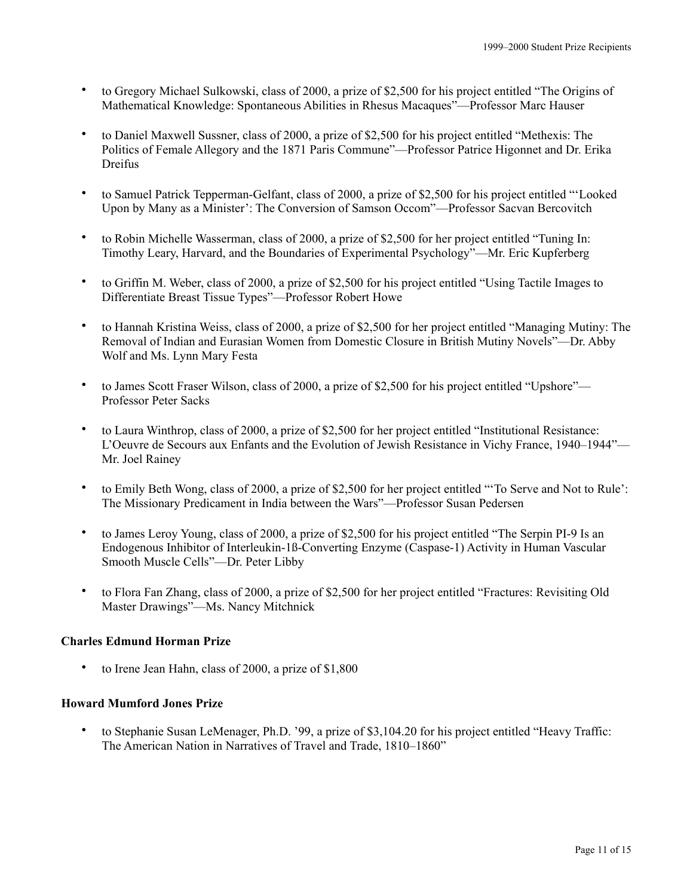- to Gregory Michael Sulkowski, class of 2000, a prize of $2,500 for his project entitled "The Origins of Mathematical Knowledge: Spontaneous Abilities in Rhesus Macaques"—Professor Marc Hauser

- to Daniel Maxwell Sussner, class of 2000, a prize of $2,500 for his project entitled "Methexis: The Politics of Female Allegory and the 1871 Paris Commune"—Professor Patrice Higonnet and Dr. Erika Dreifus

- to Samuel Patrick Tepperman-Gelfant, class of 2000, a prize of $2,500 for his project entitled "'Looked Upon by Many as a Minister': The Conversion of Samson Occom"—Professor Sacvan Bercovitch

- to Robin Michelle Wasserman, class of 2000, a prize of $2,500 for her project entitled "Tuning In: Timothy Leary, Harvard, and the Boundaries of Experimental Psychology"—Mr. Eric Kupferberg

- to Griffin M. Weber, class of 2000, a prize of $2,500 for his project entitled "Using Tactile Images to Differentiate Breast Tissue Types"—Professor Robert Howe

- to Hannah Kristina Weiss, class of 2000, a prize of $2,500 for her project entitled "Managing Mutiny: The Removal of Indian and Eurasian Women from Domestic Closure in British Mutiny Novels"—Dr. Abby Wolf and Ms. Lynn Mary Festa

- to James Scott Fraser Wilson, class of 2000, a prize of $2,500 for his project entitled "Upshore"—Professor Peter Sacks

- to Laura Winthrop, class of 2000, a prize of $2,500 for her project entitled "Institutional Resistance: L'Oeuvre de Secours aux Enfants and the Evolution of Jewish Resistance in Vichy France, 1940–1944"—Mr. Joel Rainey

- to Emily Beth Wong, class of 2000, a prize of $2,500 for her project entitled "'To Serve and Not to Rule': The Missionary Predicament in India between the Wars"—Professor Susan Pedersen

- to James Leroy Young, class of 2000, a prize of $2,500 for his project entitled "The Serpin PI-9 Is an Endogenous Inhibitor of Interleukin-1ß-Converting Enzyme (Caspase-1) Activity in Human Vascular Smooth Muscle Cells"—Dr. Peter Libby

- to Flora Fan Zhang, class of 2000, a prize of $2,500 for her project entitled "Fractures: Revisiting Old Master Drawings"—Ms. Nancy Mitchnick

**Charles Edmund Horman Prize**

- to Irene Jean Hahn, class of 2000, a prize of $1,800

**Howard Mumford Jones Prize**

- to Stephanie Susan LeMenager, Ph.D. '99, a prize of $3,104.20 for his project entitled "Heavy Traffic: The American Nation in Narratives of Travel and Trade, 1810–1860"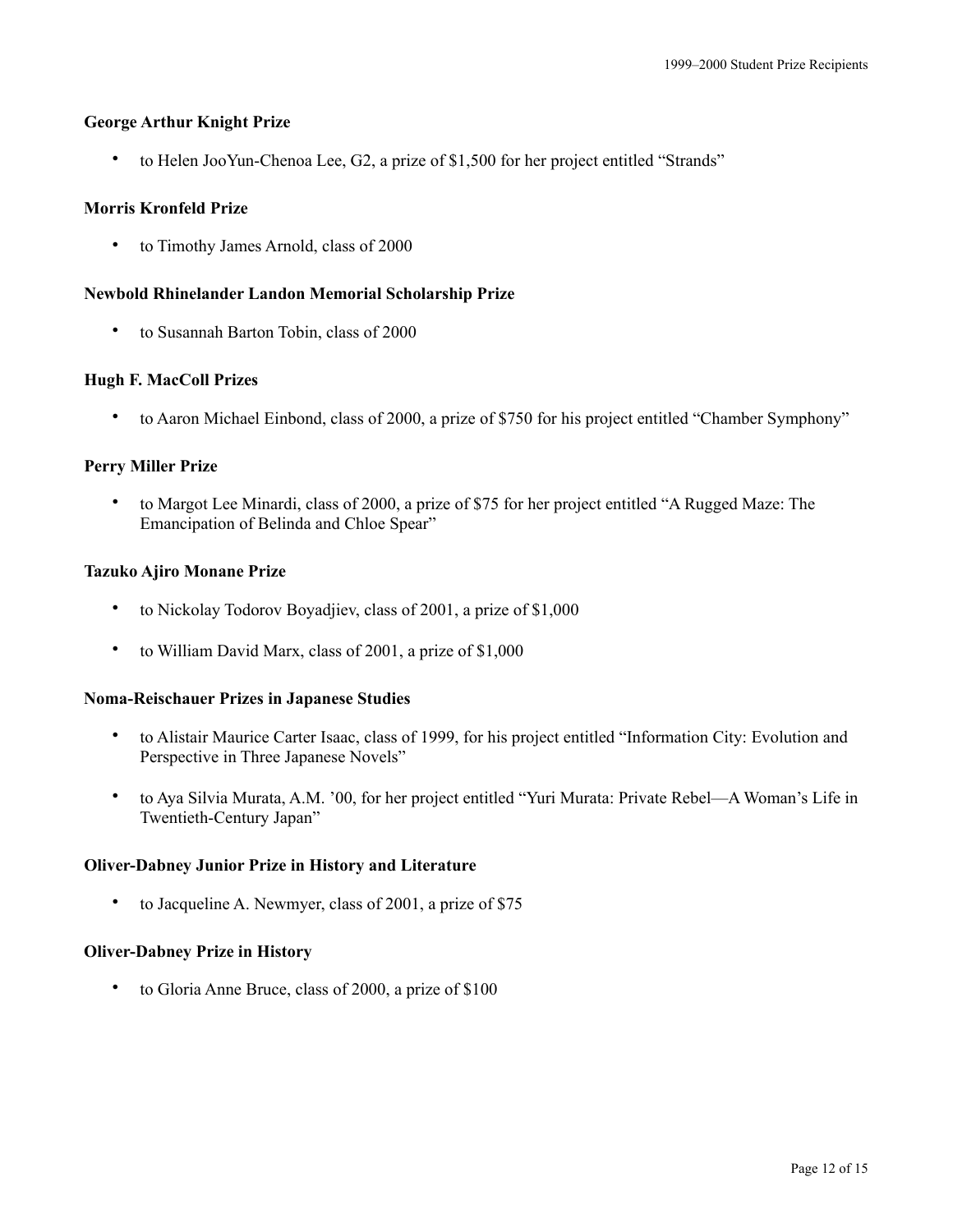**George Arthur Knight Prize**

- to Helen JooYun-Chenoa Lee, G2, a prize of $1,500 for her project entitled “Strands”

**Morris Kronfeld Prize**

- to Timothy James Arnold, class of 2000

**Newbold Rhinelander Landon Memorial Scholarship Prize**

- to Susannah Barton Tobin, class of 2000

**Hugh F. MacColl Prizes**

- to Aaron Michael Einbond, class of 2000, a prize of $750 for his project entitled “Chamber Symphony”

**Perry Miller Prize**

- to Margot Lee Minardi, class of 2000, a prize of $75 for her project entitled “A Rugged Maze: The Emancipation of Belinda and Chloe Spear”

**Tazuko Ajiro Monane Prize**

- to Nickolay Todorov Boyadjiev, class of 2001, a prize of $1,000
- to William David Marx, class of 2001, a prize of $1,000

**Noma-Reischauer Prizes in Japanese Studies**

- to Alistair Maurice Carter Isaac, class of 1999, for his project entitled “Information City: Evolution and Perspective in Three Japanese Novels”
- to Aya Silvia Murata, A.M. ’00, for her project entitled “Yuri Murata: Private Rebel—A Woman’s Life in Twentieth-Century Japan”

**Oliver-Dabney Junior Prize in History and Literature**

- to Jacqueline A. Newmyer, class of 2001, a prize of $75

**Oliver-Dabney Prize in History**

- to Gloria Anne Bruce, class of 2000, a prize of $100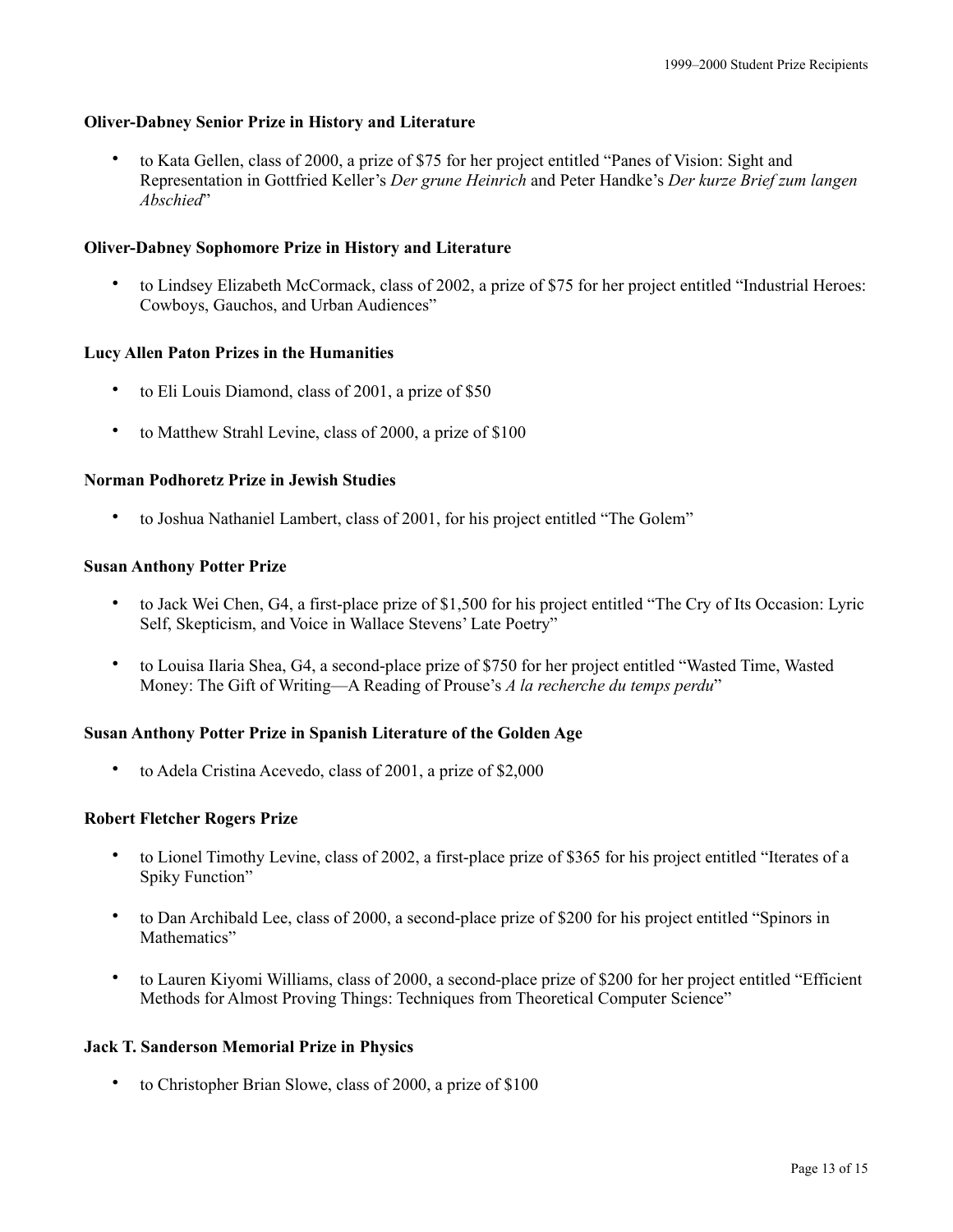**Oliver-Dabney Senior Prize in History and Literature**

- to Kata Gellen, class of 2000, a prize of $75 for her project entitled "Panes of Vision: Sight and Representation in Gottfried Keller's *Der grune Heinrich* and Peter Handke's *Der kurze Brief zum langen Abschied*"

**Oliver-Dabney Sophomore Prize in History and Literature**

- to Lindsey Elizabeth McCormack, class of 2002, a prize of $75 for her project entitled "Industrial Heroes: Cowboys, Gauchos, and Urban Audiences"

**Lucy Allen Paton Prizes in the Humanities**

- to Eli Louis Diamond, class of 2001, a prize of $50
- to Matthew Strahl Levine, class of 2000, a prize of $100

**Norman Podhoretz Prize in Jewish Studies**

- to Joshua Nathaniel Lambert, class of 2001, for his project entitled "The Golem"

**Susan Anthony Potter Prize**

- to Jack Wei Chen, G4, a first-place prize of $1,500 for his project entitled "The Cry of Its Occasion: Lyric Self, Skepticism, and Voice in Wallace Stevens' Late Poetry"
- to Louisa Ilaria Shea, G4, a second-place prize of $750 for her project entitled "Wasted Time, Wasted Money: The Gift of Writing—A Reading of Prouse's *A la recherche du temps perdu*"

**Susan Anthony Potter Prize in Spanish Literature of the Golden Age**

- to Adela Cristina Acevedo, class of 2001, a prize of $2,000

**Robert Fletcher Rogers Prize**

- to Lionel Timothy Levine, class of 2002, a first-place prize of $365 for his project entitled "Iterates of a Spiky Function"
- to Dan Archibald Lee, class of 2000, a second-place prize of $200 for his project entitled "Spinors in Mathematics"
- to Lauren Kiyomi Williams, class of 2000, a second-place prize of $200 for her project entitled "Efficient Methods for Almost Proving Things: Techniques from Theoretical Computer Science"

**Jack T. Sanderson Memorial Prize in Physics**

- to Christopher Brian Slowe, class of 2000, a prize of $100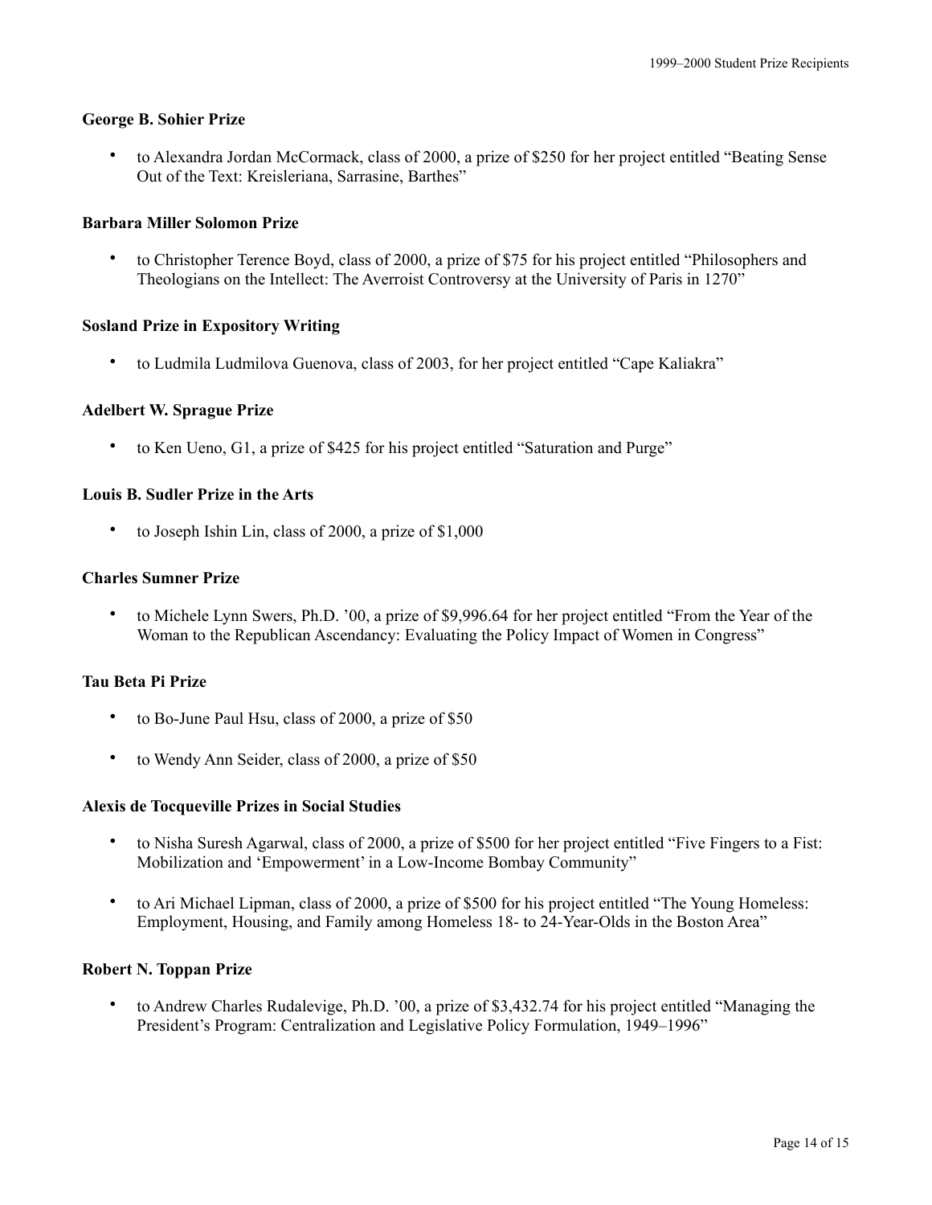**George B. Sohier Prize**

- to Alexandra Jordan McCormack, class of 2000, a prize of $250 for her project entitled "Beating Sense Out of the Text: Kreisleriana, Sarrasine, Barthes"

**Barbara Miller Solomon Prize**

- to Christopher Terence Boyd, class of 2000, a prize of $75 for his project entitled "Philosophers and Theologians on the Intellect: The Averroist Controversy at the University of Paris in 1270"

**Sosland Prize in Expository Writing**

- to Ludmila Ludmilova Guenova, class of 2003, for her project entitled "Cape Kaliakra"

**Adelbert W. Sprague Prize**

- to Ken Ueno, G1, a prize of $425 for his project entitled "Saturation and Purge"

**Louis B. Sudler Prize in the Arts**

- to Joseph Ishin Lin, class of 2000, a prize of $1,000

**Charles Sumner Prize**

- to Michele Lynn Swers, Ph.D. '00, a prize of $9,996.64 for her project entitled "From the Year of the Woman to the Republican Ascendancy: Evaluating the Policy Impact of Women in Congress"

**Tau Beta Pi Prize**

- to Bo-June Paul Hsu, class of 2000, a prize of $50
- to Wendy Ann Seider, class of 2000, a prize of $50

**Alexis de Tocqueville Prizes in Social Studies**

- to Nisha Suresh Agarwal, class of 2000, a prize of $500 for her project entitled "Five Fingers to a Fist: Mobilization and 'Empowerment' in a Low-Income Bombay Community"
- to Ari Michael Lipman, class of 2000, a prize of $500 for his project entitled "The Young Homeless: Employment, Housing, and Family among Homeless 18- to 24-Year-Olds in the Boston Area"

**Robert N. Toppan Prize**

- to Andrew Charles Rudalevige, Ph.D. '00, a prize of $3,432.74 for his project entitled "Managing the President's Program: Centralization and Legislative Policy Formulation, 1949–1996"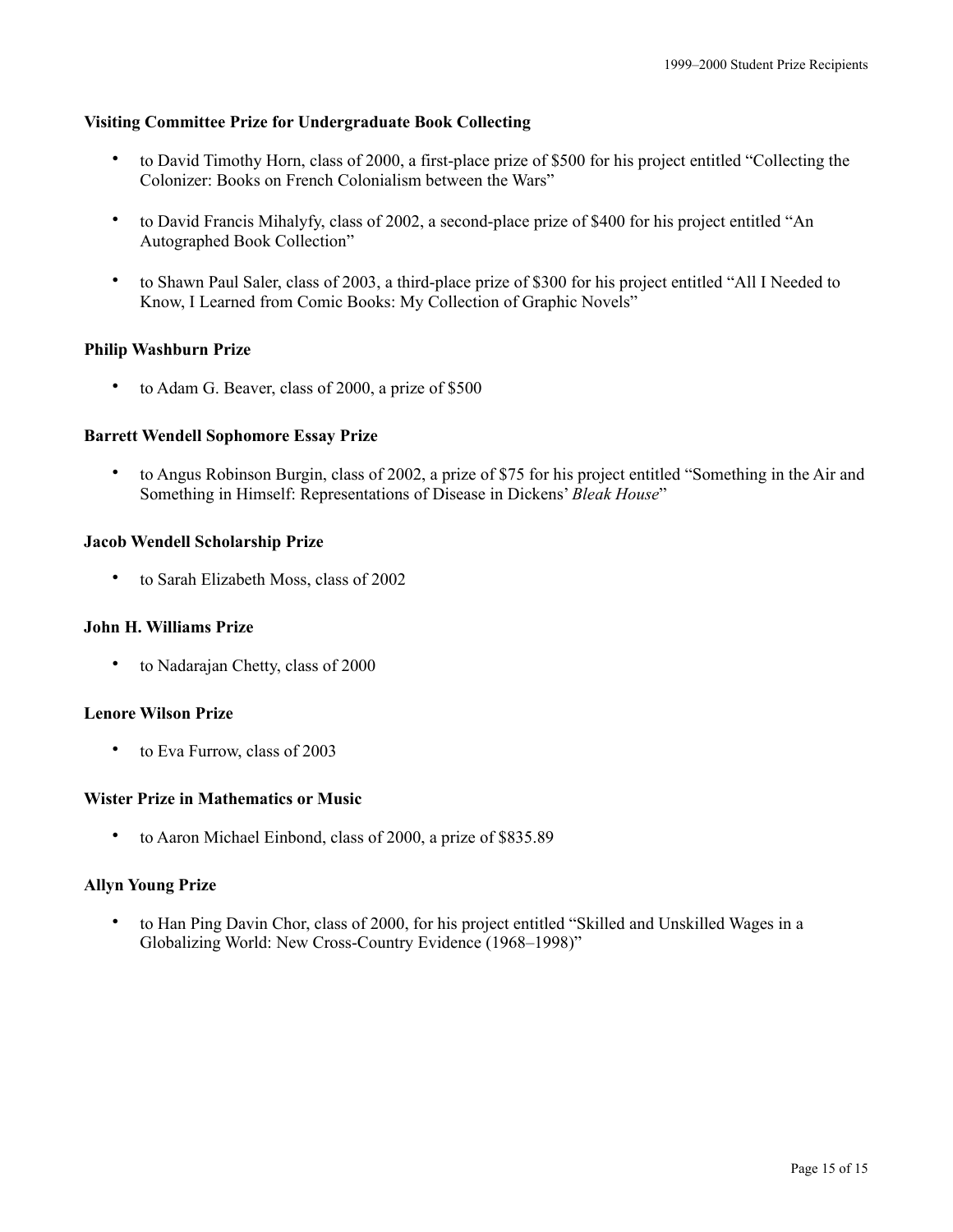**Visiting Committee Prize for Undergraduate Book Collecting**

- to David Timothy Horn, class of 2000, a first-place prize of $500 for his project entitled “Collecting the Colonizer: Books on French Colonialism between the Wars”
- to David Francis Mihalyfy, class of 2002, a second-place prize of $400 for his project entitled “An Autographed Book Collection”
- to Shawn Paul Saler, class of 2003, a third-place prize of $300 for his project entitled “All I Needed to Know, I Learned from Comic Books: My Collection of Graphic Novels”

**Philip Washburn Prize**

- to Adam G. Beaver, class of 2000, a prize of $500

**Barrett Wendell Sophomore Essay Prize**

- to Angus Robinson Burgin, class of 2002, a prize of $75 for his project entitled “Something in the Air and Something in Himself: Representations of Disease in Dickens’ *Bleak House*”

**Jacob Wendell Scholarship Prize**

- to Sarah Elizabeth Moss, class of 2002

**John H. Williams Prize**

- to Nadarajan Chetty, class of 2000

**Lenore Wilson Prize**

- to Eva Furrow, class of 2003

**Wister Prize in Mathematics or Music**

- to Aaron Michael Einbond, class of 2000, a prize of $835.89

**Allyn Young Prize**

- to Han Ping Davin Chor, class of 2000, for his project entitled “Skilled and Unskilled Wages in a Globalizing World: New Cross-Country Evidence (1968–1998)”